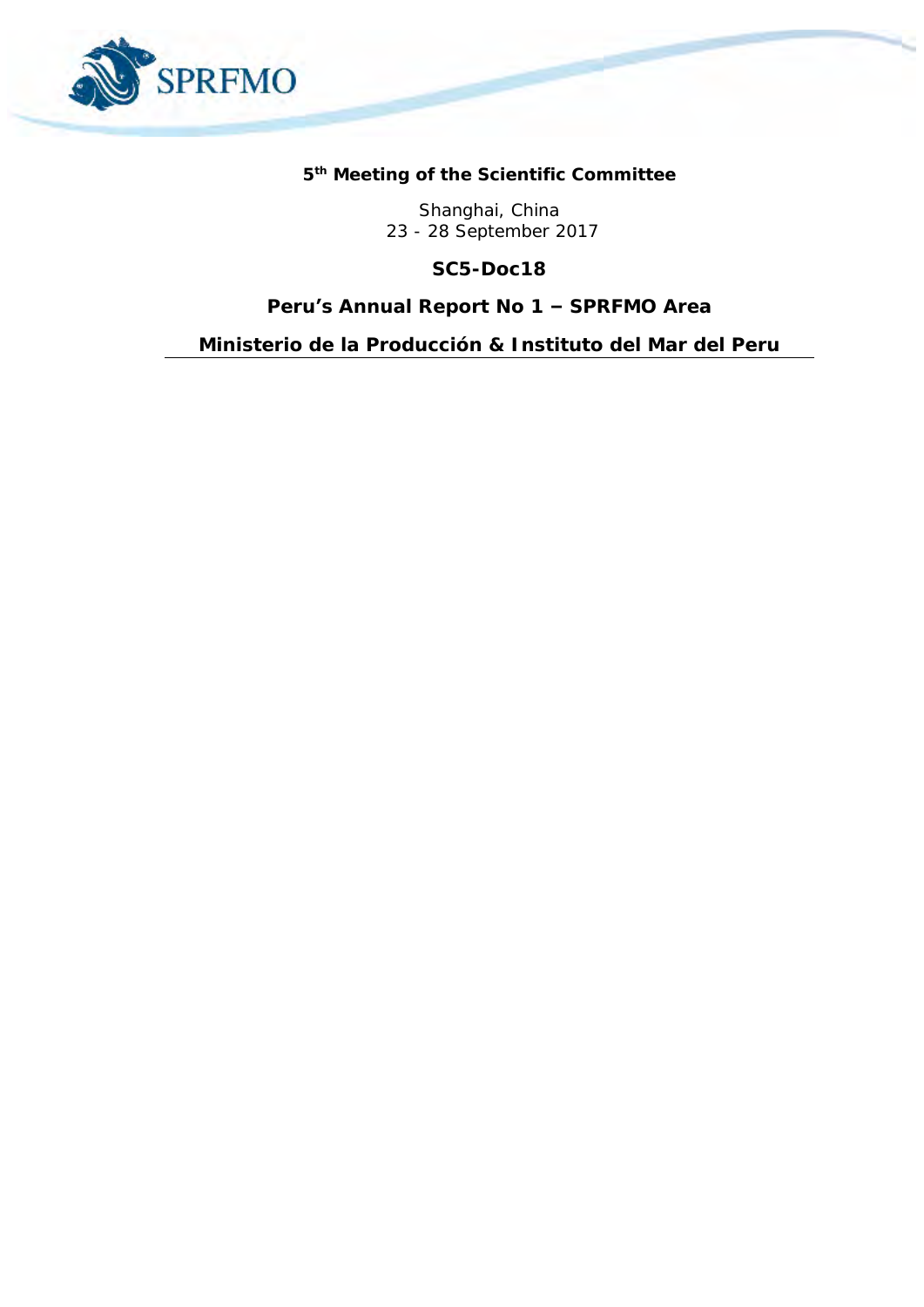**5th Meeting of the Scientific Committee**

Shanghai, China
23 - 28 September 2017

**SC5-Doc18**

# Peru's Annual Report No 1 – SPRFMO Area

**Ministerio de la Producción & Instituto del Mar del Peru**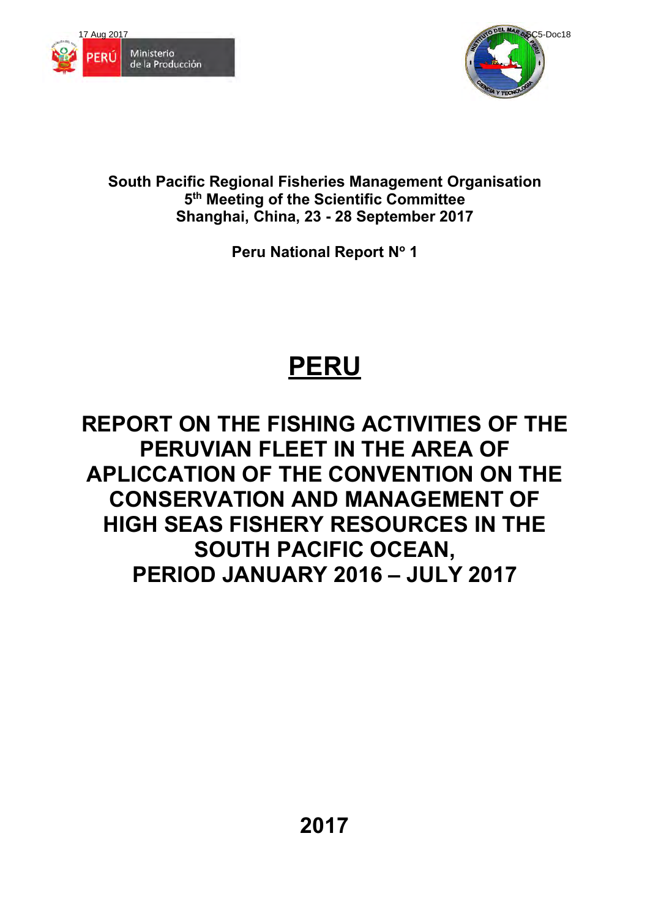South Pacific Regional Fisheries Management Organisation
5th Meeting of the Scientific Committee
Shanghai, China, 23 - 28 September 2017

Peru National Report N° 1

# PERU

# REPORT ON THE FISHING ACTIVITIES OF THE PERUVIAN FLEET IN THE AREA OF APLICCATION OF THE CONVENTION ON THE CONSERVATION AND MANAGEMENT OF HIGH SEAS FISHERY RESOURCES IN THE SOUTH PACIFIC OCEAN, PERIOD JANUARY 2016 – JULY 2017

2017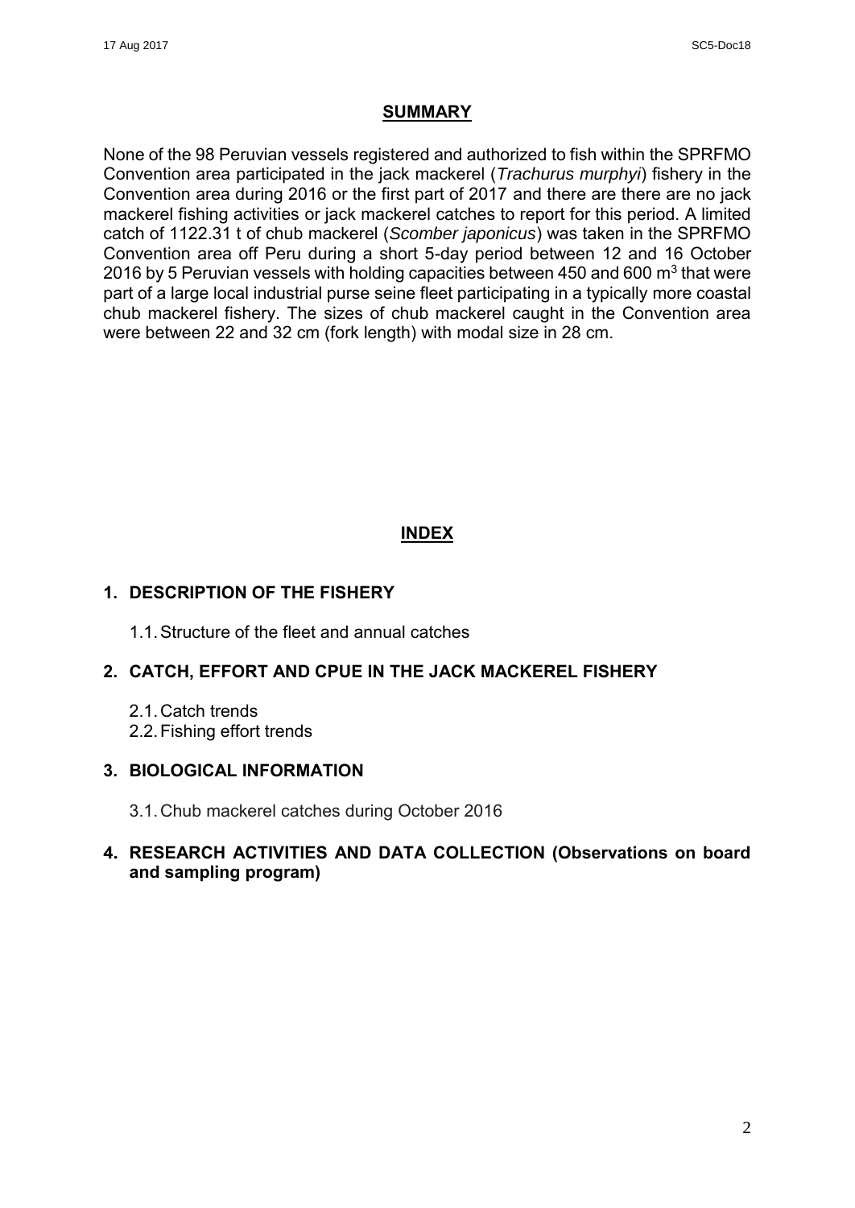## SUMMARY

None of the 98 Peruvian vessels registered and authorized to fish within the SPRFMO Convention area participated in the jack mackerel (*Trachurus murphyi*) fishery in the Convention area during 2016 or the first part of 2017 and there are there are no jack mackerel fishing activities or jack mackerel catches to report for this period. A limited catch of 1122.31 t of chub mackerel (*Scomber japonicus*) was taken in the SPRFMO Convention area off Peru during a short 5-day period between 12 and 16 October 2016 by 5 Peruvian vessels with holding capacities between 450 and 600 $m^3$ that were part of a large local industrial purse seine fleet participating in a typically more coastal chub mackerel fishery. The sizes of chub mackerel caught in the Convention area were between 22 and 32 cm (fork length) with modal size in 28 cm.

## INDEX

**1. DESCRIPTION OF THE FISHERY**

1.1. Structure of the fleet and annual catches

**2. CATCH, EFFORT AND CPUE IN THE JACK MACKEREL FISHERY**

2.1. Catch trends
2.2. Fishing effort trends

**3. BIOLOGICAL INFORMATION**

3.1. Chub mackerel catches during October 2016

**4. RESEARCH ACTIVITIES AND DATA COLLECTION (Observations on board and sampling program)**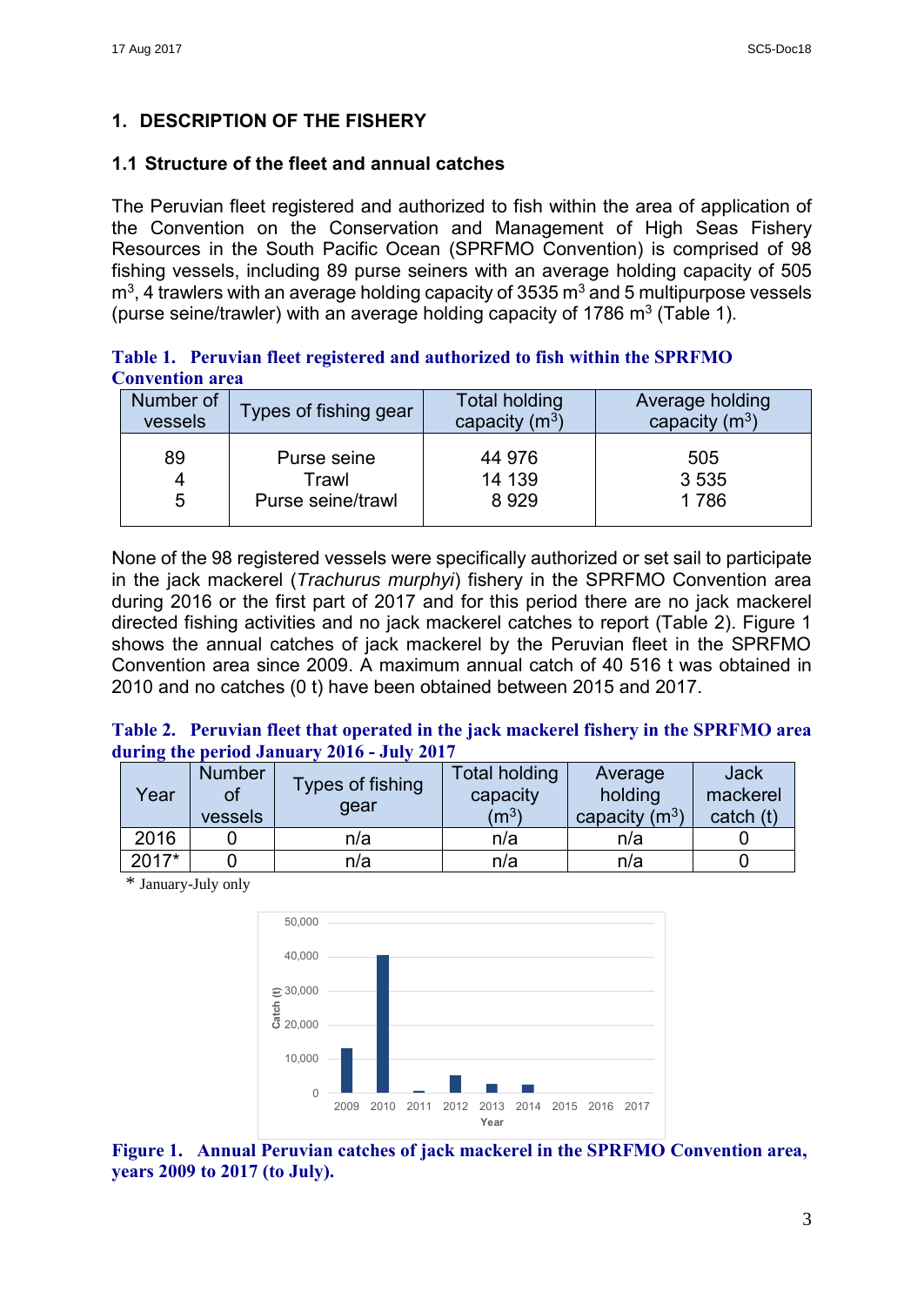# 1. DESCRIPTION OF THE FISHERY

## 1.1 Structure of the fleet and annual catches

The Peruvian fleet registered and authorized to fish within the area of application of the Convention on the Conservation and Management of High Seas Fishery Resources in the South Pacific Ocean (SPRFMO Convention) is comprised of 98 fishing vessels, including 89 purse seiners with an average holding capacity of 505 $m^3$, 4 trawlers with an average holding capacity of 3535 $m^3$ and 5 multipurpose vessels (purse seine/trawler) with an average holding capacity of 1786 $m^3$ (Table 1).

**Table 1. Peruvian fleet registered and authorized to fish within the SPRFMO Convention area**

| Number of vessels | Types of fishing gear | Total holding capacity ($m^3$) | Average holding capacity ($m^3$) |
|---|---|---|---|
| 89 | Purse seine | 44 976 | 505 |
| 4 | Trawl | 14 139 | 3 535 |
| 5 | Purse seine/trawl | 8 929 | 1 786 |

None of the 98 registered vessels were specifically authorized or set sail to participate in the jack mackerel (*Trachurus murphyi*) fishery in the SPRFMO Convention area during 2016 or the first part of 2017 and for this period there are no jack mackerel directed fishing activities and no jack mackerel catches to report (Table 2). Figure 1 shows the annual catches of jack mackerel by the Peruvian fleet in the SPRFMO Convention area since 2009. A maximum annual catch of 40 516 t was obtained in 2010 and no catches (0 t) have been obtained between 2015 and 2017.

**Table 2. Peruvian fleet that operated in the jack mackerel fishery in the SPRFMO area during the period January 2016 - July 2017**

| Year | Number of vessels | Types of fishing gear | Total holding capacity ($m^3$) | Average holding capacity ($m^3$) | Jack mackerel catch (t) |
|---|---|---|---|---|---|
| 2016 | 0 | n/a | n/a | n/a | 0 |
| 2017* | 0 | n/a | n/a | n/a | 0 |

\* January-July only

**Figure 1. Annual Peruvian catches of jack mackerel in the SPRFMO Convention area, years 2009 to 2017 (to July).**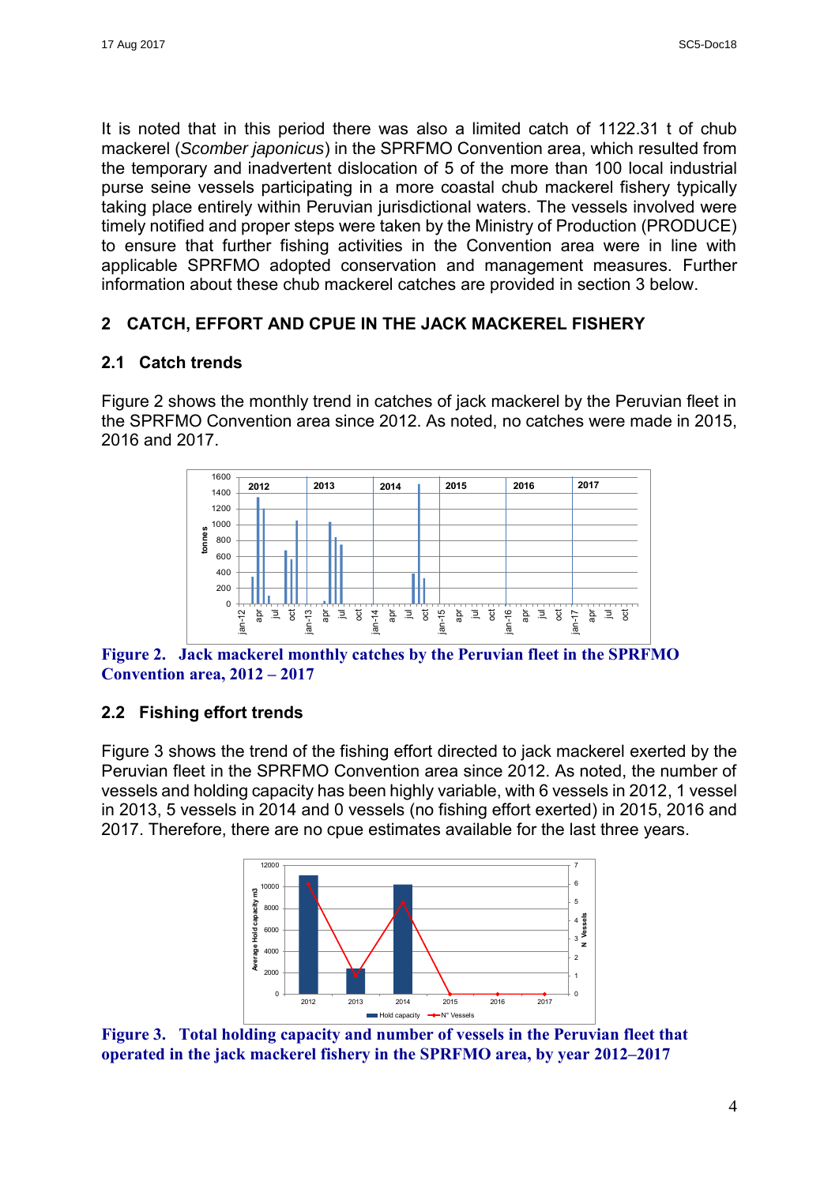It is noted that in this period there was also a limited catch of 1122.31 t of chub mackerel (*Scomber japonicus*) in the SPRFMO Convention area, which resulted from the temporary and inadvertent dislocation of 5 of the more than 100 local industrial purse seine vessels participating in a more coastal chub mackerel fishery typically taking place entirely within Peruvian jurisdictional waters. The vessels involved were timely notified and proper steps were taken by the Ministry of Production (PRODUCE) to ensure that further fishing activities in the Convention area were in line with applicable SPRFMO adopted conservation and management measures. Further information about these chub mackerel catches are provided in section 3 below.

## 2 CATCH, EFFORT AND CPUE IN THE JACK MACKEREL FISHERY

### 2.1 Catch trends

Figure 2 shows the monthly trend in catches of jack mackerel by the Peruvian fleet in the SPRFMO Convention area since 2012. As noted, no catches were made in 2015, 2016 and 2017.

**Figure 2. Jack mackerel monthly catches by the Peruvian fleet in the SPRFMO Convention area, 2012 – 2017**

### 2.2 Fishing effort trends

Figure 3 shows the trend of the fishing effort directed to jack mackerel exerted by the Peruvian fleet in the SPRFMO Convention area since 2012. As noted, the number of vessels and holding capacity has been highly variable, with 6 vessels in 2012, 1 vessel in 2013, 5 vessels in 2014 and 0 vessels (no fishing effort exerted) in 2015, 2016 and 2017. Therefore, there are no cpue estimates available for the last three years.

**Figure 3. Total holding capacity and number of vessels in the Peruvian fleet that operated in the jack mackerel fishery in the SPRFMO area, by year 2012–2017**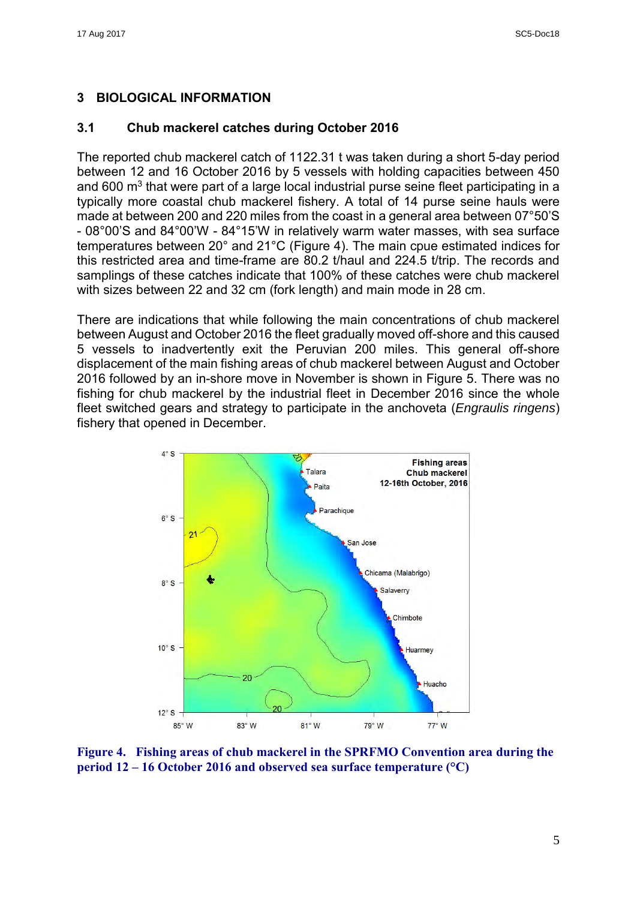## 3 BIOLOGICAL INFORMATION

### 3.1 Chub mackerel catches during October 2016

The reported chub mackerel catch of 1122.31 t was taken during a short 5-day period between 12 and 16 October 2016 by 5 vessels with holding capacities between 450 and 600 $m^3$ that were part of a large local industrial purse seine fleet participating in a typically more coastal chub mackerel fishery. A total of 14 purse seine hauls were made at between 200 and 220 miles from the coast in a general area between 07°50'S - 08°00'S and 84°00'W - 84°15'W in relatively warm water masses, with sea surface temperatures between 20° and 21°C (Figure 4). The main cpue estimated indices for this restricted area and time-frame are 80.2 t/haul and 224.5 t/trip. The records and samplings of these catches indicate that 100% of these catches were chub mackerel with sizes between 22 and 32 cm (fork length) and main mode in 28 cm.

There are indications that while following the main concentrations of chub mackerel between August and October 2016 the fleet gradually moved off-shore and this caused 5 vessels to inadvertently exit the Peruvian 200 miles. This general off-shore displacement of the main fishing areas of chub mackerel between August and October 2016 followed by an in-shore move in November is shown in Figure 5. There was no fishing for chub mackerel by the industrial fleet in December 2016 since the whole fleet switched gears and strategy to participate in the anchoveta (*Engraulis ringens*) fishery that opened in December.

**Figure 4. Fishing areas of chub mackerel in the SPRFMO Convention area during the period 12 – 16 October 2016 and observed sea surface temperature (°C)**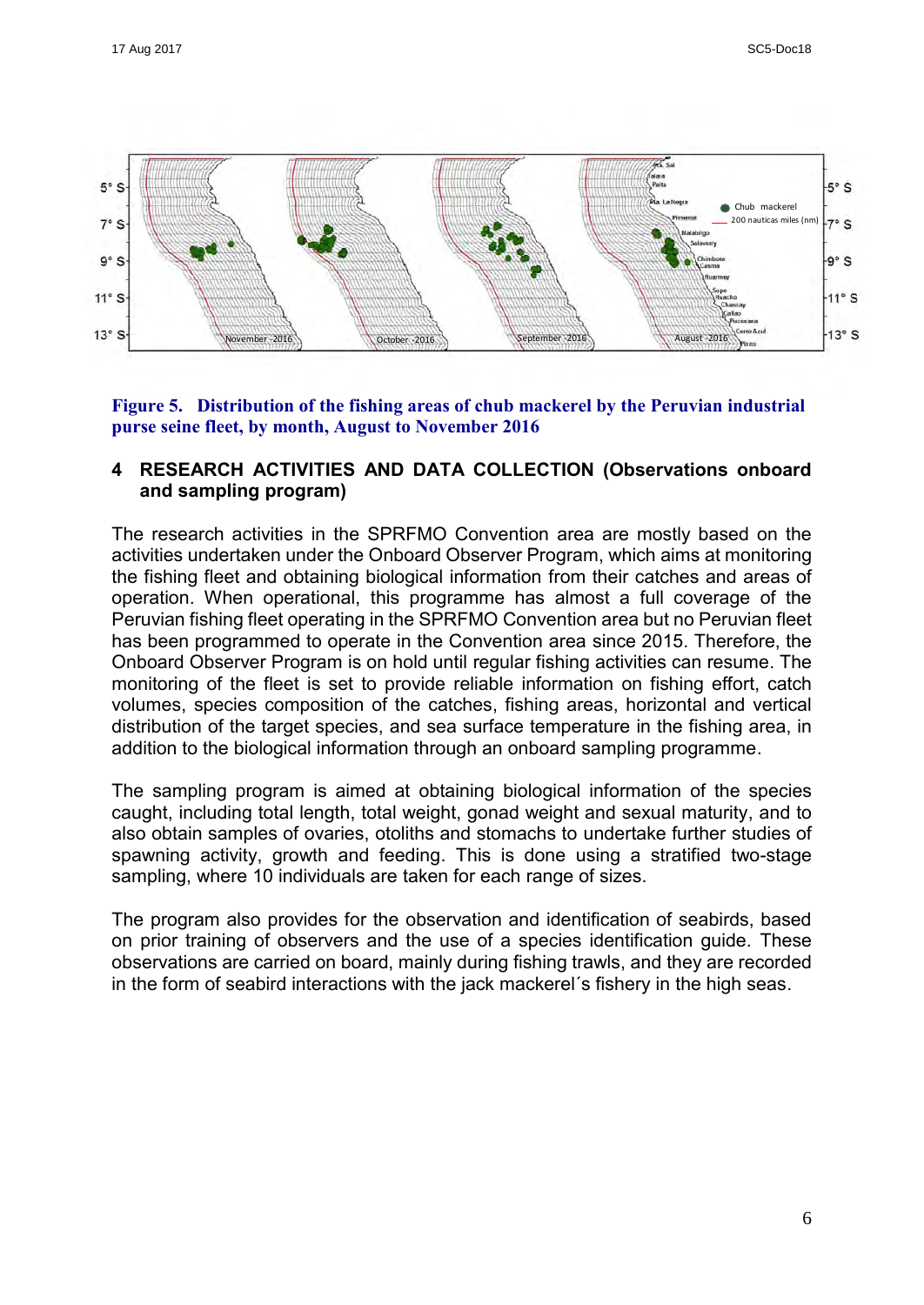5° S
7° S
9° S
11° S
13° S

November -2016
October -2016
September -2016
August -2016

Chub mackerel
200 nauticas miles (nm)

Pta. Sal
Talara
Paita
Pta. La Negra
Pimentel
Malabrigo
Salaverry
Chimbote
Casma
Huarmey
Supe
Huacho
Chancay
Callao
Pucusana
Cerro Azul
Pisco

**Figure 5. Distribution of the fishing areas of chub mackerel by the Peruvian industrial purse seine fleet, by month, August to November 2016**

## 4 RESEARCH ACTIVITIES AND DATA COLLECTION (Observations onboard and sampling program)

The research activities in the SPRFMO Convention area are mostly based on the activities undertaken under the Onboard Observer Program, which aims at monitoring the fishing fleet and obtaining biological information from their catches and areas of operation. When operational, this programme has almost a full coverage of the Peruvian fishing fleet operating in the SPRFMO Convention area but no Peruvian fleet has been programmed to operate in the Convention area since 2015. Therefore, the Onboard Observer Program is on hold until regular fishing activities can resume. The monitoring of the fleet is set to provide reliable information on fishing effort, catch volumes, species composition of the catches, fishing areas, horizontal and vertical distribution of the target species, and sea surface temperature in the fishing area, in addition to the biological information through an onboard sampling programme.

The sampling program is aimed at obtaining biological information of the species caught, including total length, total weight, gonad weight and sexual maturity, and to also obtain samples of ovaries, otoliths and stomachs to undertake further studies of spawning activity, growth and feeding. This is done using a stratified two-stage sampling, where 10 individuals are taken for each range of sizes.

The program also provides for the observation and identification of seabirds, based on prior training of observers and the use of a species identification guide. These observations are carried on board, mainly during fishing trawls, and they are recorded in the form of seabird interactions with the jack mackerel´s fishery in the high seas.